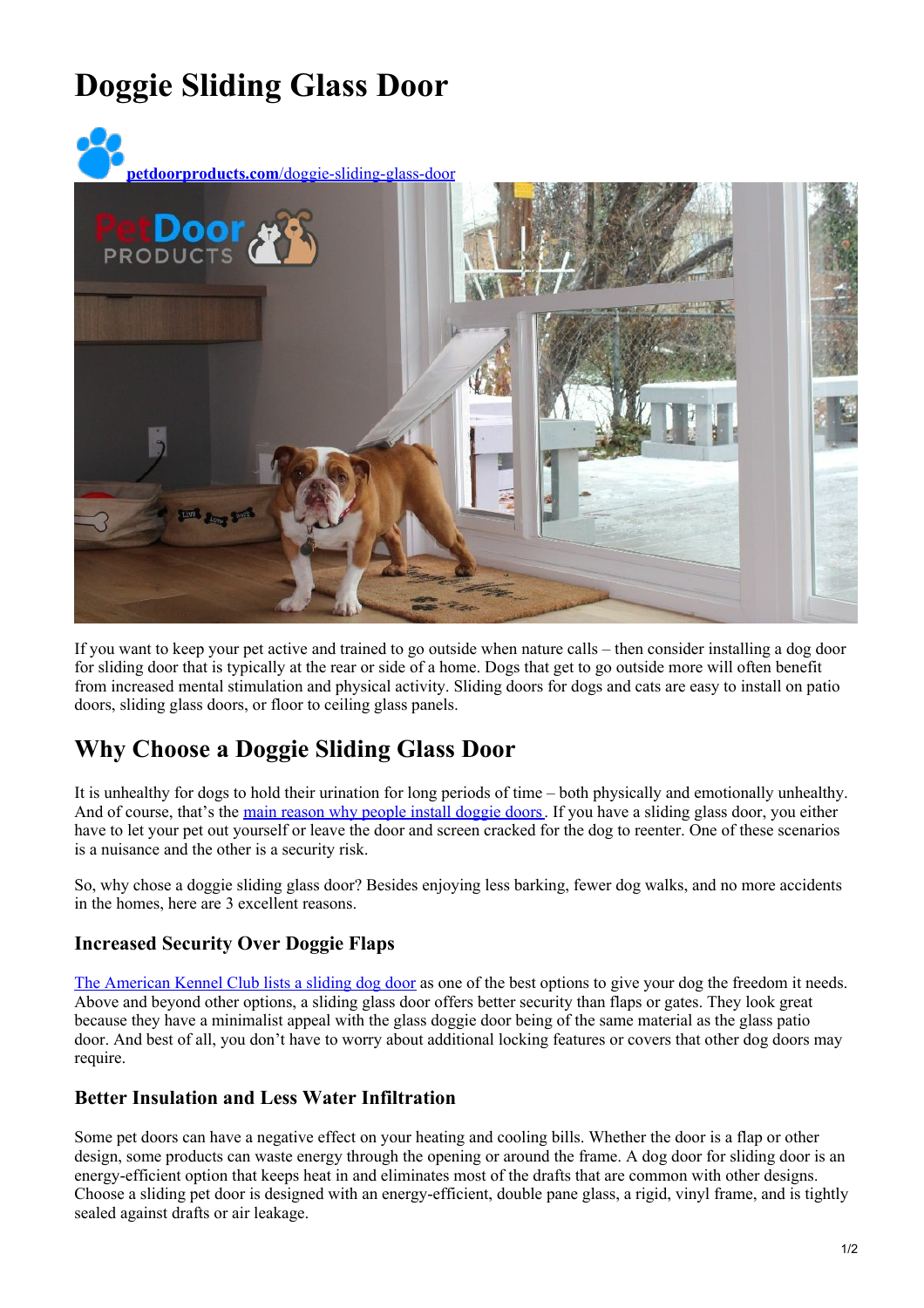# Doggie Sliding Glass Door

[petdoorproducts.com/doggie-sliding-glass-door](petdoorproducts.com/doggie-sliding-glass-door)

If you want to keep your pet active and trained to go outside when nature calls – then consider installing a dog door for sliding door that is typically at the rear or side of a home. Dogs that get to go outside more will often benefit from increased mental stimulation and physical activity. Sliding doors for dogs and cats are easy to install on patio doors, sliding glass doors, or floor to ceiling glass panels.

## Why Choose a Doggie Sliding Glass Door

It is unhealthy for dogs to hold their urination for long periods of time – both physically and emotionally unhealthy. And of course, that's the main reason why people install doggie doors. If you have a sliding glass door, you either have to let your pet out yourself or leave the door and screen cracked for the dog to reenter. One of these scenarios is a nuisance and the other is a security risk.

So, why chose a doggie sliding glass door? Besides enjoying less barking, fewer dog walks, and no more accidents in the homes, here are 3 excellent reasons.

### Increased Security Over Doggie Flaps

The American Kennel Club lists a sliding dog door as one of the best options to give your dog the freedom it needs. Above and beyond other options, a sliding glass door offers better security than flaps or gates. They look great because they have a minimalist appeal with the glass doggie door being of the same material as the glass patio door. And best of all, you don't have to worry about additional locking features or covers that other dog doors may require.

### Better Insulation and Less Water Infiltration

Some pet doors can have a negative effect on your heating and cooling bills. Whether the door is a flap or other design, some products can waste energy through the opening or around the frame. A dog door for sliding door is an energy-efficient option that keeps heat in and eliminates most of the drafts that are common with other designs. Choose a sliding pet door is designed with an energy-efficient, double pane glass, a rigid, vinyl frame, and is tightly sealed against drafts or air leakage.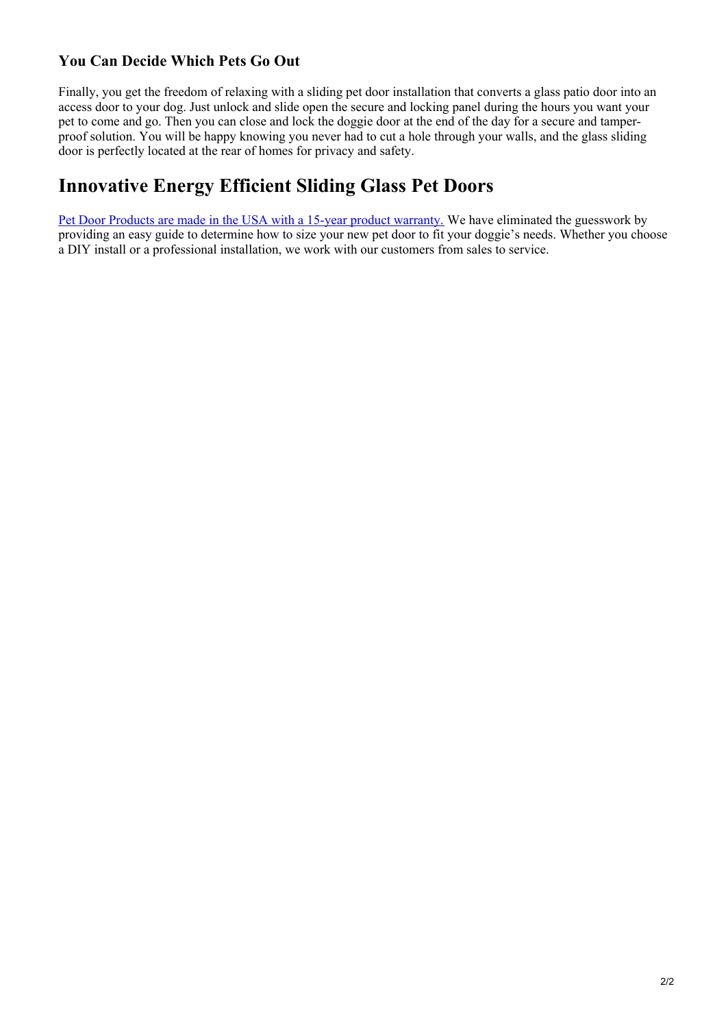### You Can Decide Which Pets Go Out

Finally, you get the freedom of relaxing with a sliding pet door installation that converts a glass patio door into an access door to your dog. Just unlock and slide open the secure and locking panel during the hours you want your pet to come and go. Then you can close and lock the doggie door at the end of the day for a secure and tamper-proof solution. You will be happy knowing you never had to cut a hole through your walls, and the glass sliding door is perfectly located at the rear of homes for privacy and safety.

## Innovative Energy Efficient Sliding Glass Pet Doors

Pet Door Products are made in the USA with a 15-year product warranty. We have eliminated the guesswork by providing an easy guide to determine how to size your new pet door to fit your doggie's needs. Whether you choose a DIY install or a professional installation, we work with our customers from sales to service.